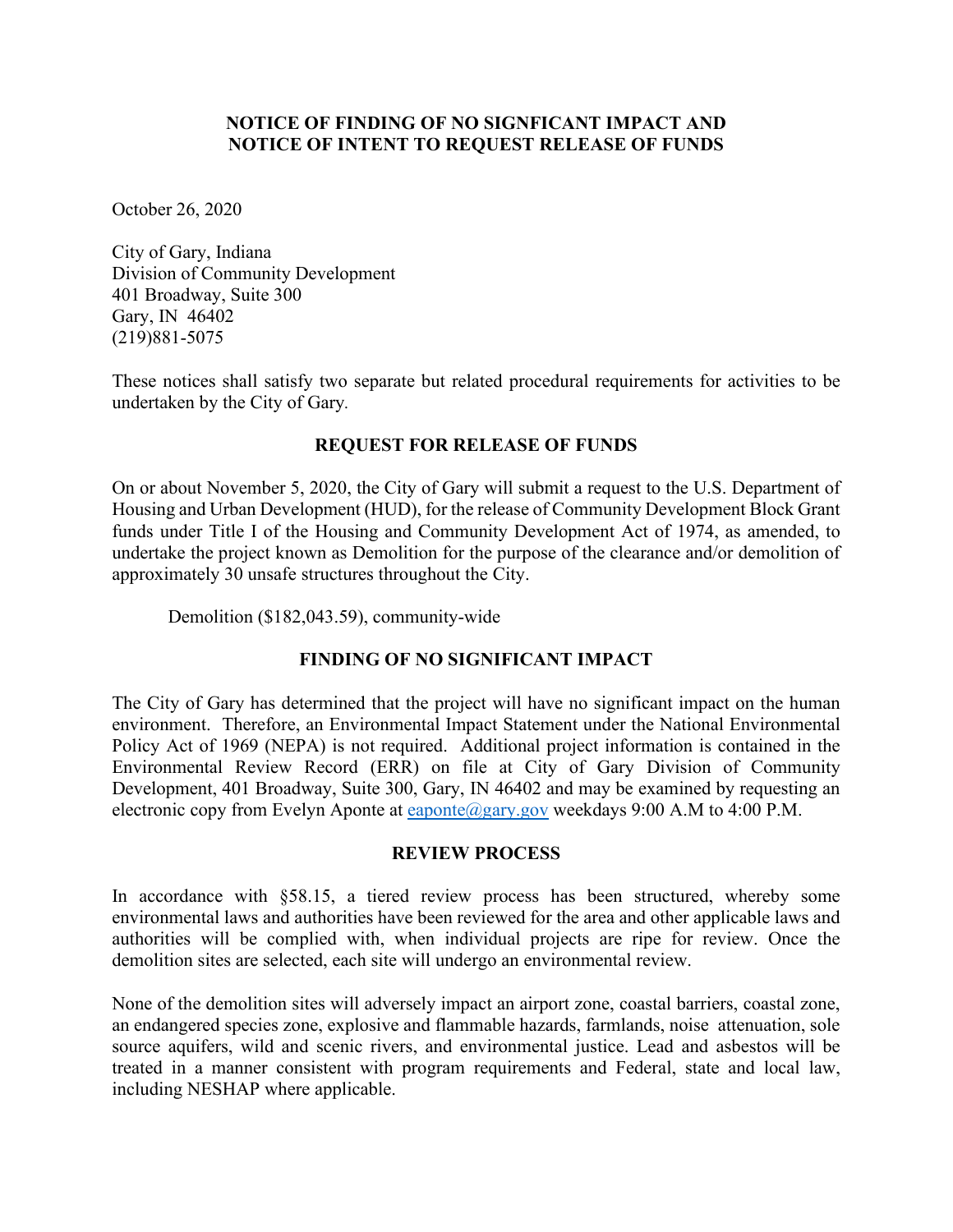**NOTICE OF FINDING OF NO SIGNFICANT IMPACT AND NOTICE OF INTENT TO REQUEST RELEASE OF FUNDS**

October 26, 2020

City of Gary, Indiana
Division of Community Development
401 Broadway, Suite 300
Gary, IN 46402
(219)881-5075

These notices shall satisfy two separate but related procedural requirements for activities to be undertaken by the City of Gary.

## REQUEST FOR RELEASE OF FUNDS

On or about November 5, 2020, the City of Gary will submit a request to the U.S. Department of Housing and Urban Development (HUD), for the release of Community Development Block Grant funds under Title I of the Housing and Community Development Act of 1974, as amended, to undertake the project known as Demolition for the purpose of the clearance and/or demolition of approximately 30 unsafe structures throughout the City.

Demolition ($182,043.59), community-wide

## FINDING OF NO SIGNIFICANT IMPACT

The City of Gary has determined that the project will have no significant impact on the human environment. Therefore, an Environmental Impact Statement under the National Environmental Policy Act of 1969 (NEPA) is not required. Additional project information is contained in the Environmental Review Record (ERR) on file at City of Gary Division of Community Development, 401 Broadway, Suite 300, Gary, IN 46402 and may be examined by requesting an electronic copy from Evelyn Aponte at eaponte@gary.gov weekdays 9:00 A.M to 4:00 P.M.

## REVIEW PROCESS

In accordance with §58.15, a tiered review process has been structured, whereby some environmental laws and authorities have been reviewed for the area and other applicable laws and authorities will be complied with, when individual projects are ripe for review. Once the demolition sites are selected, each site will undergo an environmental review.

None of the demolition sites will adversely impact an airport zone, coastal barriers, coastal zone, an endangered species zone, explosive and flammable hazards, farmlands, noise attenuation, sole source aquifers, wild and scenic rivers, and environmental justice. Lead and asbestos will be treated in a manner consistent with program requirements and Federal, state and local law, including NESHAP where applicable.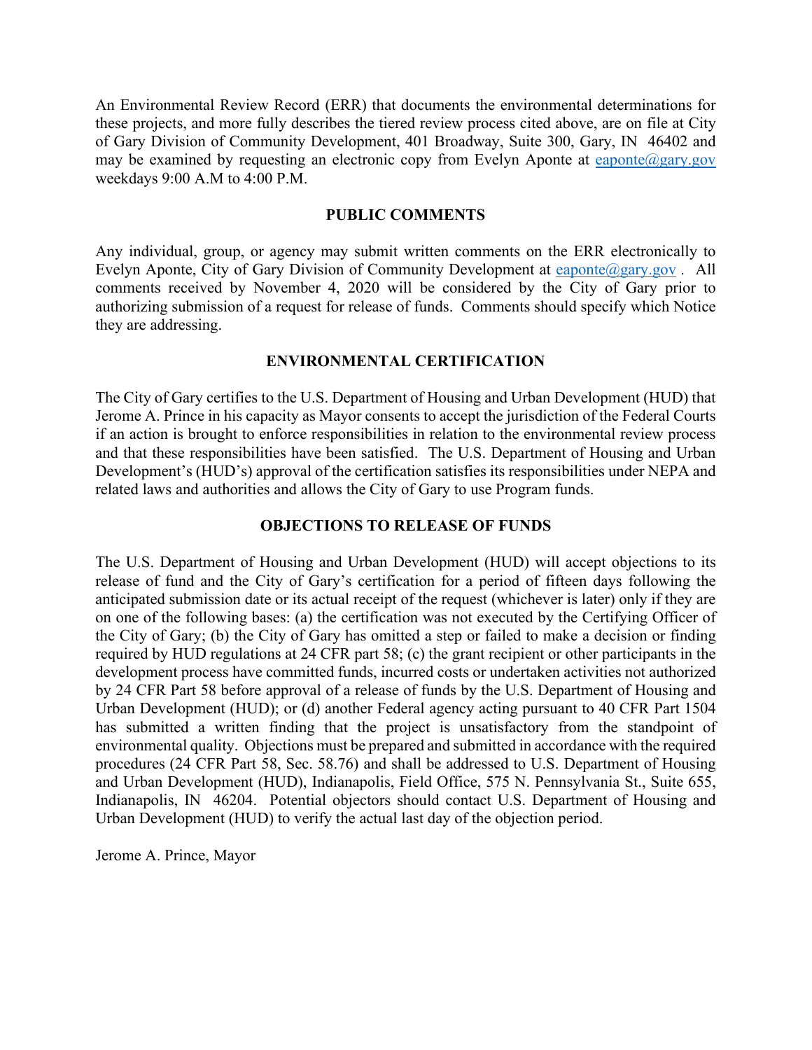An Environmental Review Record (ERR) that documents the environmental determinations for these projects, and more fully describes the tiered review process cited above, are on file at City of Gary Division of Community Development, 401 Broadway, Suite 300, Gary, IN 46402 and may be examined by requesting an electronic copy from Evelyn Aponte at eaponte@gary.gov weekdays 9:00 A.M to 4:00 P.M.

**PUBLIC COMMENTS**

Any individual, group, or agency may submit written comments on the ERR electronically to Evelyn Aponte, City of Gary Division of Community Development at eaponte@gary.gov . All comments received by November 4, 2020 will be considered by the City of Gary prior to authorizing submission of a request for release of funds. Comments should specify which Notice they are addressing.

**ENVIRONMENTAL CERTIFICATION**

The City of Gary certifies to the U.S. Department of Housing and Urban Development (HUD) that Jerome A. Prince in his capacity as Mayor consents to accept the jurisdiction of the Federal Courts if an action is brought to enforce responsibilities in relation to the environmental review process and that these responsibilities have been satisfied. The U.S. Department of Housing and Urban Development's (HUD's) approval of the certification satisfies its responsibilities under NEPA and related laws and authorities and allows the City of Gary to use Program funds.

**OBJECTIONS TO RELEASE OF FUNDS**

The U.S. Department of Housing and Urban Development (HUD) will accept objections to its release of fund and the City of Gary's certification for a period of fifteen days following the anticipated submission date or its actual receipt of the request (whichever is later) only if they are on one of the following bases: (a) the certification was not executed by the Certifying Officer of the City of Gary; (b) the City of Gary has omitted a step or failed to make a decision or finding required by HUD regulations at 24 CFR part 58; (c) the grant recipient or other participants in the development process have committed funds, incurred costs or undertaken activities not authorized by 24 CFR Part 58 before approval of a release of funds by the U.S. Department of Housing and Urban Development (HUD); or (d) another Federal agency acting pursuant to 40 CFR Part 1504 has submitted a written finding that the project is unsatisfactory from the standpoint of environmental quality. Objections must be prepared and submitted in accordance with the required procedures (24 CFR Part 58, Sec. 58.76) and shall be addressed to U.S. Department of Housing and Urban Development (HUD), Indianapolis, Field Office, 575 N. Pennsylvania St., Suite 655, Indianapolis, IN 46204. Potential objectors should contact U.S. Department of Housing and Urban Development (HUD) to verify the actual last day of the objection period.

Jerome A. Prince, Mayor